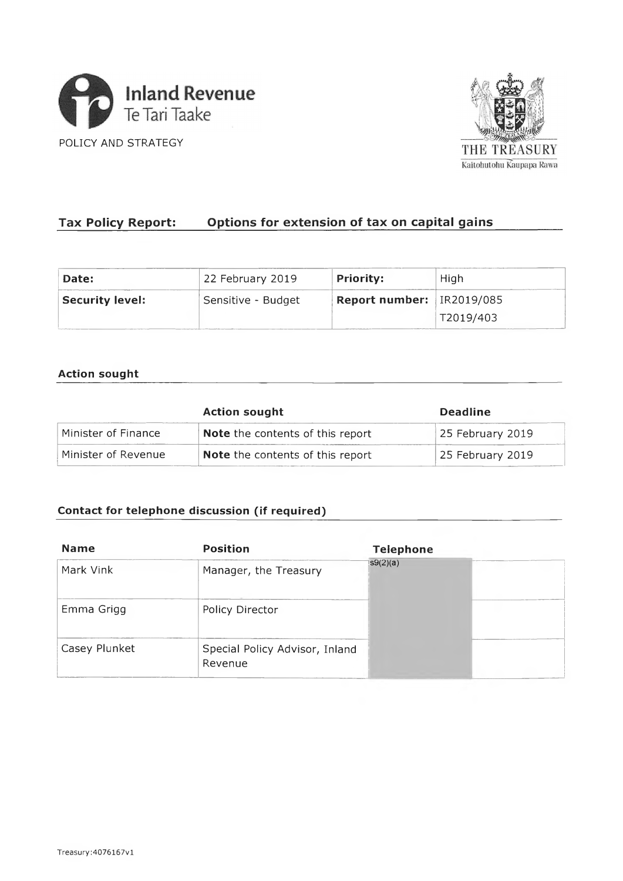Inland Revenue
Te Tari Taake

POLICY AND STRATEGY

THE TREASURY
Kaitohutohu Kaupapa Rawa

## Tax Policy Report: Options for extension of tax on capital gains

| **Date:** | 22 February 2019 | **Priority:** | High |
|---|---|---|---|
| **Security level:** | Sensitive - Budget | **Report number:** | IR2019/085<br>T2019/403 |

### Action sought

| | **Action sought** | **Deadline** |
|---|---|---|
| Minister of Finance | **Note** the contents of this report | 25 February 2019 |
| Minister of Revenue | **Note** the contents of this report | 25 February 2019 |

### Contact for telephone discussion (if required)

| **Name** | **Position** | **Telephone** | |
|---|---|---|---|
| Mark Vink | Manager, the Treasury | s9(2)(a) | |
| Emma Grigg | Policy Director | | |
| Casey Plunket | Special Policy Advisor, Inland Revenue | | |

Treasury:4076167v1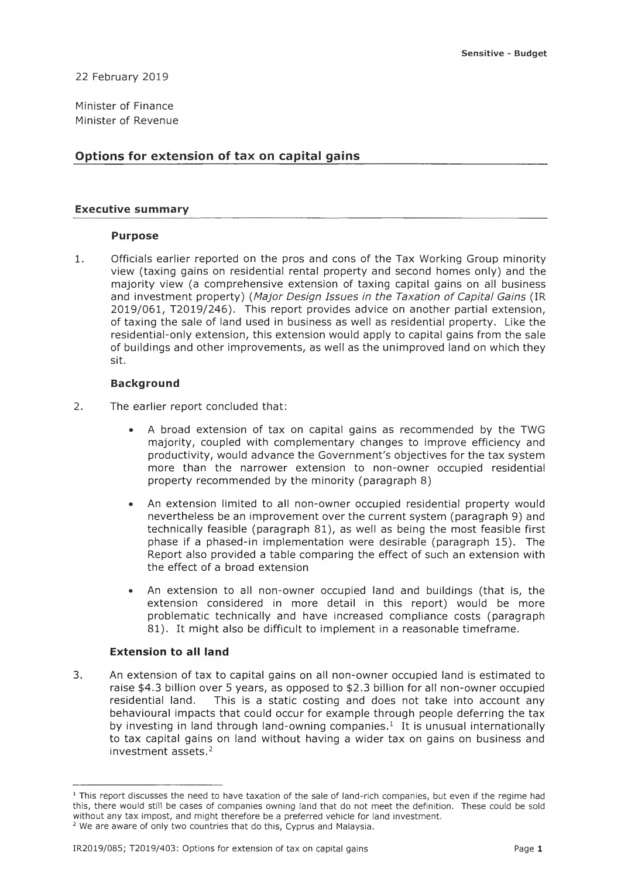22 February 2019

Minister of Finance
Minister of Revenue

## Options for extension of tax on capital gains

### Executive summary

#### Purpose

1. Officials earlier reported on the pros and cons of the Tax Working Group minority view (taxing gains on residential rental property and second homes only) and the majority view (a comprehensive extension of taxing capital gains on all business and investment property) (*Major Design Issues in the Taxation of Capital Gains* (IR 2019/061, T2019/246). This report provides advice on another partial extension, of taxing the sale of land used in business as well as residential property. Like the residential-only extension, this extension would apply to capital gains from the sale of buildings and other improvements, as well as the unimproved land on which they sit.

#### Background

2. The earlier report concluded that:

   - A broad extension of tax on capital gains as recommended by the TWG majority, coupled with complementary changes to improve efficiency and productivity, would advance the Government's objectives for the tax system more than the narrower extension to non-owner occupied residential property recommended by the minority (paragraph 8)
   - An extension limited to all non-owner occupied residential property would nevertheless be an improvement over the current system (paragraph 9) and technically feasible (paragraph 81), as well as being the most feasible first phase if a phased-in implementation were desirable (paragraph 15). The Report also provided a table comparing the effect of such an extension with the effect of a broad extension
   - An extension to all non-owner occupied land and buildings (that is, the extension considered in more detail in this report) would be more problematic technically and have increased compliance costs (paragraph 81). It might also be difficult to implement in a reasonable timeframe.

#### Extension to all land

3. An extension of tax to capital gains on all non-owner occupied land is estimated to raise $4.3 billion over 5 years, as opposed to $2.3 billion for all non-owner occupied residential land. This is a static costing and does not take into account any behavioural impacts that could occur for example through people deferring the tax by investing in land through land-owning companies.[1] It is unusual internationally to tax capital gains on land without having a wider tax on gains on business and investment assets.[2]

---

[1] This report discusses the need to have taxation of the sale of land-rich companies, but even if the regime had this, there would still be cases of companies owning land that do not meet the definition. These could be sold without any tax impost, and might therefore be a preferred vehicle for land investment.

[2] We are aware of only two countries that do this, Cyprus and Malaysia.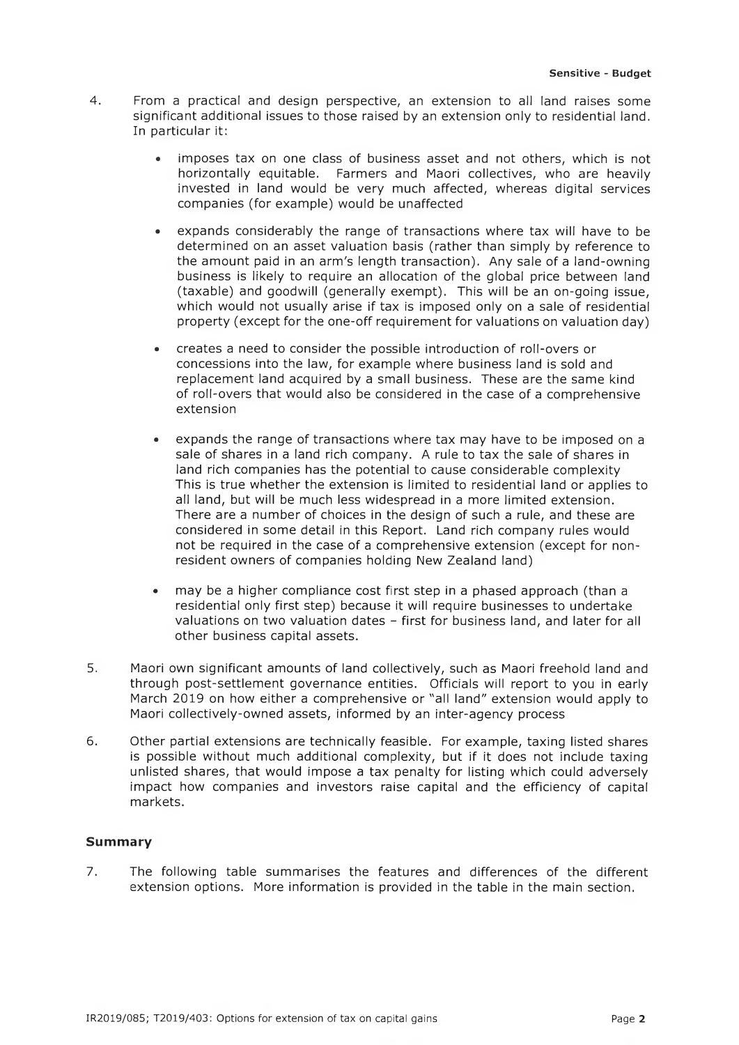4. From a practical and design perspective, an extension to all land raises some significant additional issues to those raised by an extension only to residential land. In particular it:

   - imposes tax on one class of business asset and not others, which is not horizontally equitable. Farmers and Maori collectives, who are heavily invested in land would be very much affected, whereas digital services companies (for example) would be unaffected

   - expands considerably the range of transactions where tax will have to be determined on an asset valuation basis (rather than simply by reference to the amount paid in an arm's length transaction). Any sale of a land-owning business is likely to require an allocation of the global price between land (taxable) and goodwill (generally exempt). This will be an on-going issue, which would not usually arise if tax is imposed only on a sale of residential property (except for the one-off requirement for valuations on valuation day)

   - creates a need to consider the possible introduction of roll-overs or concessions into the law, for example where business land is sold and replacement land acquired by a small business. These are the same kind of roll-overs that would also be considered in the case of a comprehensive extension

   - expands the range of transactions where tax may have to be imposed on a sale of shares in a land rich company. A rule to tax the sale of shares in land rich companies has the potential to cause considerable complexity This is true whether the extension is limited to residential land or applies to all land, but will be much less widespread in a more limited extension. There are a number of choices in the design of such a rule, and these are considered in some detail in this Report. Land rich company rules would not be required in the case of a comprehensive extension (except for non-resident owners of companies holding New Zealand land)

   - may be a higher compliance cost first step in a phased approach (than a residential only first step) because it will require businesses to undertake valuations on two valuation dates – first for business land, and later for all other business capital assets.

5. Maori own significant amounts of land collectively, such as Maori freehold land and through post-settlement governance entities. Officials will report to you in early March 2019 on how either a comprehensive or "all land" extension would apply to Maori collectively-owned assets, informed by an inter-agency process

6. Other partial extensions are technically feasible. For example, taxing listed shares is possible without much additional complexity, but if it does not include taxing unlisted shares, that would impose a tax penalty for listing which could adversely impact how companies and investors raise capital and the efficiency of capital markets.

## Summary

7. The following table summarises the features and differences of the different extension options. More information is provided in the table in the main section.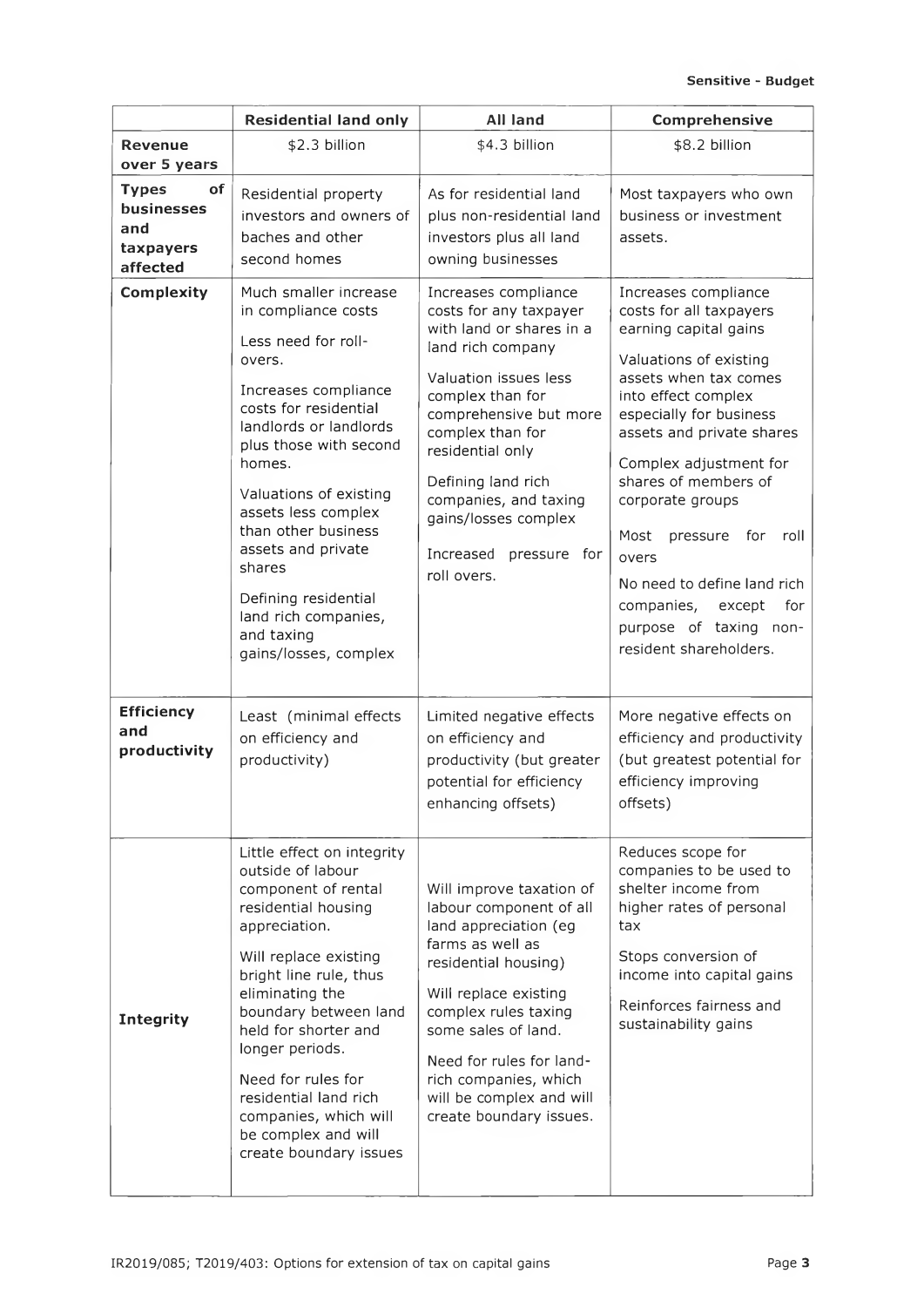| | Residential land only | All land | Comprehensive |
|---|---|---|---|
| **Revenue over 5 years** | $2.3 billion | $4.3 billion | $8.2 billion |
| **Types of businesses and taxpayers affected** | Residential property investors and owners of baches and other second homes | As for residential land plus non-residential land investors plus all land owning businesses | Most taxpayers who own business or investment assets. |
| **Complexity** | Much smaller increase in compliance costs<br><br>Less need for roll-overs.<br><br>Increases compliance costs for residential landlords or landlords plus those with second homes.<br><br>Valuations of existing assets less complex than other business assets and private shares<br><br>Defining residential land rich companies, and taxing gains/losses, complex | Increases compliance costs for any taxpayer with land or shares in a land rich company<br><br>Valuation issues less complex than for comprehensive but more complex than for residential only<br><br>Defining land rich companies, and taxing gains/losses complex<br><br>Increased pressure for roll overs. | Increases compliance costs for all taxpayers earning capital gains<br><br>Valuations of existing assets when tax comes into effect complex especially for business assets and private shares<br><br>Complex adjustment for shares of members of corporate groups<br><br>Most pressure for roll overs<br><br>No need to define land rich companies, except for purpose of taxing non-resident shareholders. |
| **Efficiency and productivity** | Least (minimal effects on efficiency and productivity) | Limited negative effects on efficiency and productivity (but greater potential for efficiency enhancing offsets) | More negative effects on efficiency and productivity (but greatest potential for efficiency improving offsets) |
| **Integrity** | Little effect on integrity outside of labour component of rental residential housing appreciation.<br><br>Will replace existing bright line rule, thus eliminating the boundary between land held for shorter and longer periods.<br><br>Need for rules for residential land rich companies, which will be complex and will create boundary issues | Will improve taxation of labour component of all land appreciation (eg farms as well as residential housing)<br><br>Will replace existing complex rules taxing some sales of land.<br><br>Need for rules for land-rich companies, which will be complex and will create boundary issues. | Reduces scope for companies to be used to shelter income from higher rates of personal tax<br><br>Stops conversion of income into capital gains<br><br>Reinforces fairness and sustainability gains |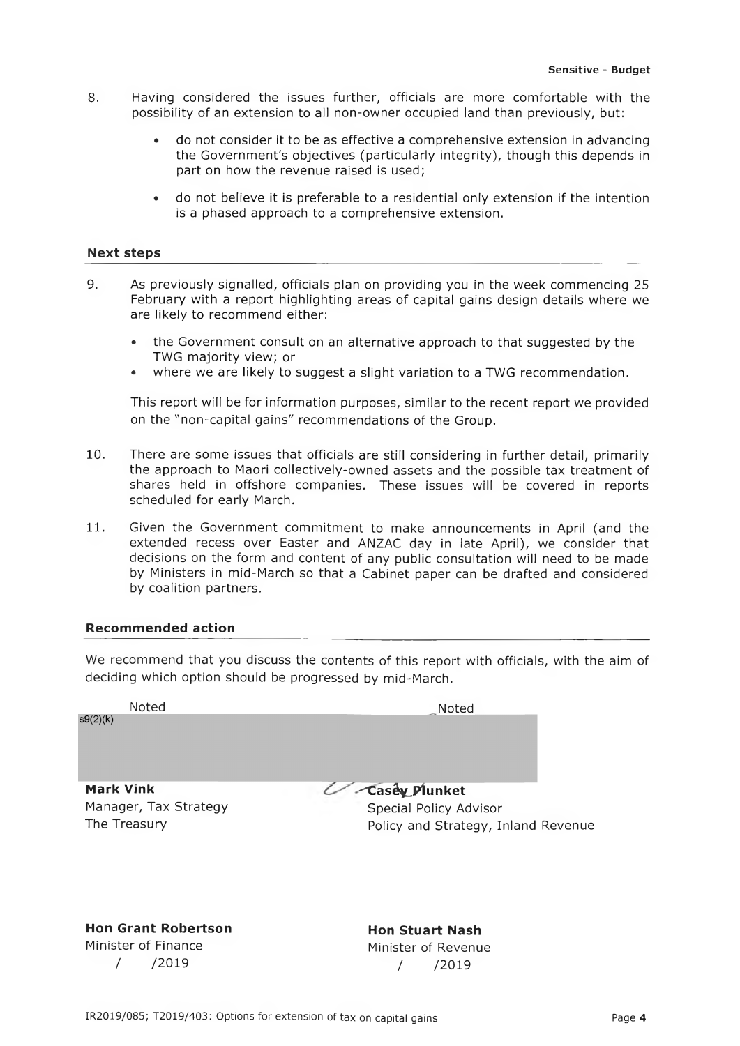8. Having considered the issues further, officials are more comfortable with the possibility of an extension to all non-owner occupied land than previously, but:

   - do not consider it to be as effective a comprehensive extension in advancing the Government's objectives (particularly integrity), though this depends in part on how the revenue raised is used;
   - do not believe it is preferable to a residential only extension if the intention is a phased approach to a comprehensive extension.

### Next steps

9. As previously signalled, officials plan on providing you in the week commencing 25 February with a report highlighting areas of capital gains design details where we are likely to recommend either:

   - the Government consult on an alternative approach to that suggested by the TWG majority view; or
   - where we are likely to suggest a slight variation to a TWG recommendation.

   This report will be for information purposes, similar to the recent report we provided on the "non-capital gains" recommendations of the Group.

10. There are some issues that officials are still considering in further detail, primarily the approach to Maori collectively-owned assets and the possible tax treatment of shares held in offshore companies. These issues will be covered in reports scheduled for early March.

11. Given the Government commitment to make announcements in April (and the extended recess over Easter and ANZAC day in late April), we consider that decisions on the form and content of any public consultation will need to be made by Ministers in mid-March so that a Cabinet paper can be drafted and considered by coalition partners.

### Recommended action

We recommend that you discuss the contents of this report with officials, with the aim of deciding which option should be progressed by mid-March.

Noted

s9(2)(k)

Noted

**Mark Vink**
Manager, Tax Strategy
The Treasury

**Casey Plunket**
Special Policy Advisor
Policy and Strategy, Inland Revenue

**Hon Grant Robertson**
Minister of Finance
/ /2019

**Hon Stuart Nash**
Minister of Revenue
/ /2019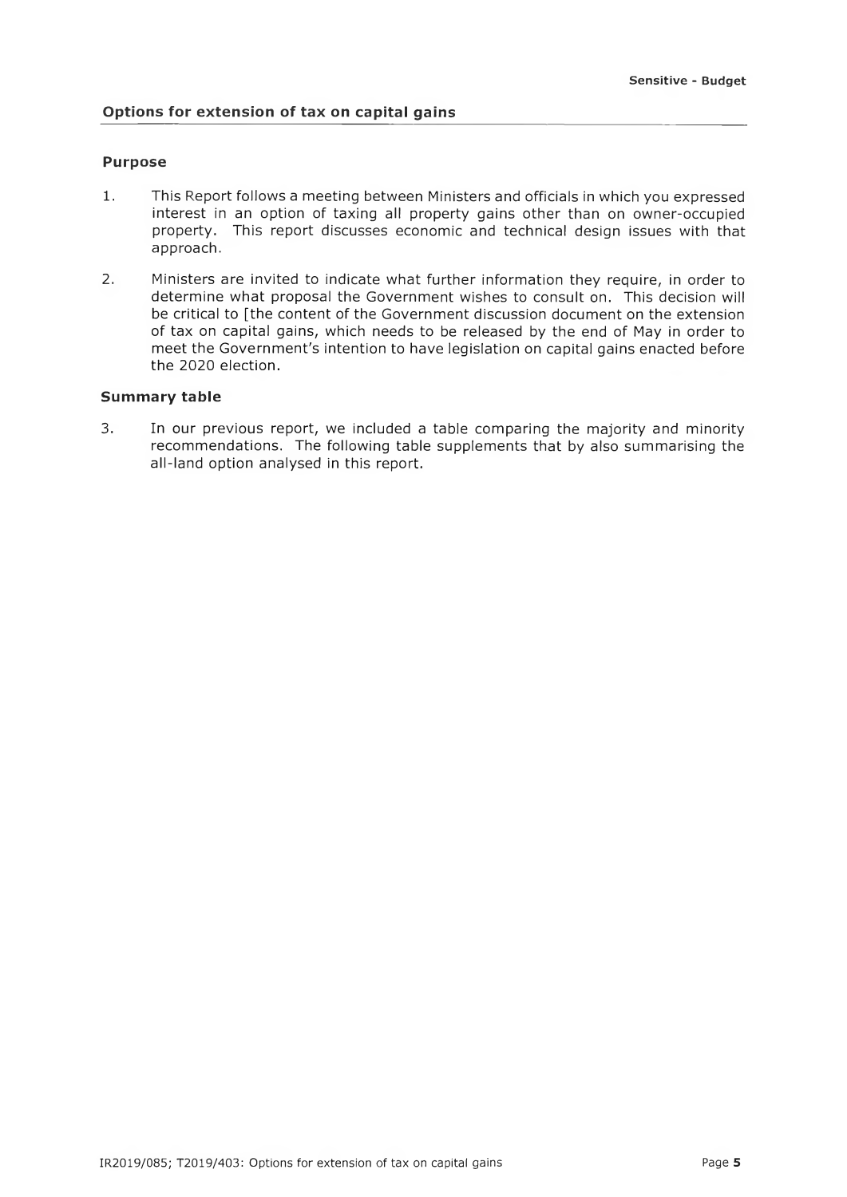**Sensitive - Budget**

## Options for extension of tax on capital gains

### Purpose

1. This Report follows a meeting between Ministers and officials in which you expressed interest in an option of taxing all property gains other than on owner-occupied property. This report discusses economic and technical design issues with that approach.

2. Ministers are invited to indicate what further information they require, in order to determine what proposal the Government wishes to consult on. This decision will be critical to [the content of the Government discussion document on the extension of tax on capital gains, which needs to be released by the end of May in order to meet the Government's intention to have legislation on capital gains enacted before the 2020 election.

### Summary table

3. In our previous report, we included a table comparing the majority and minority recommendations. The following table supplements that by also summarising the all-land option analysed in this report.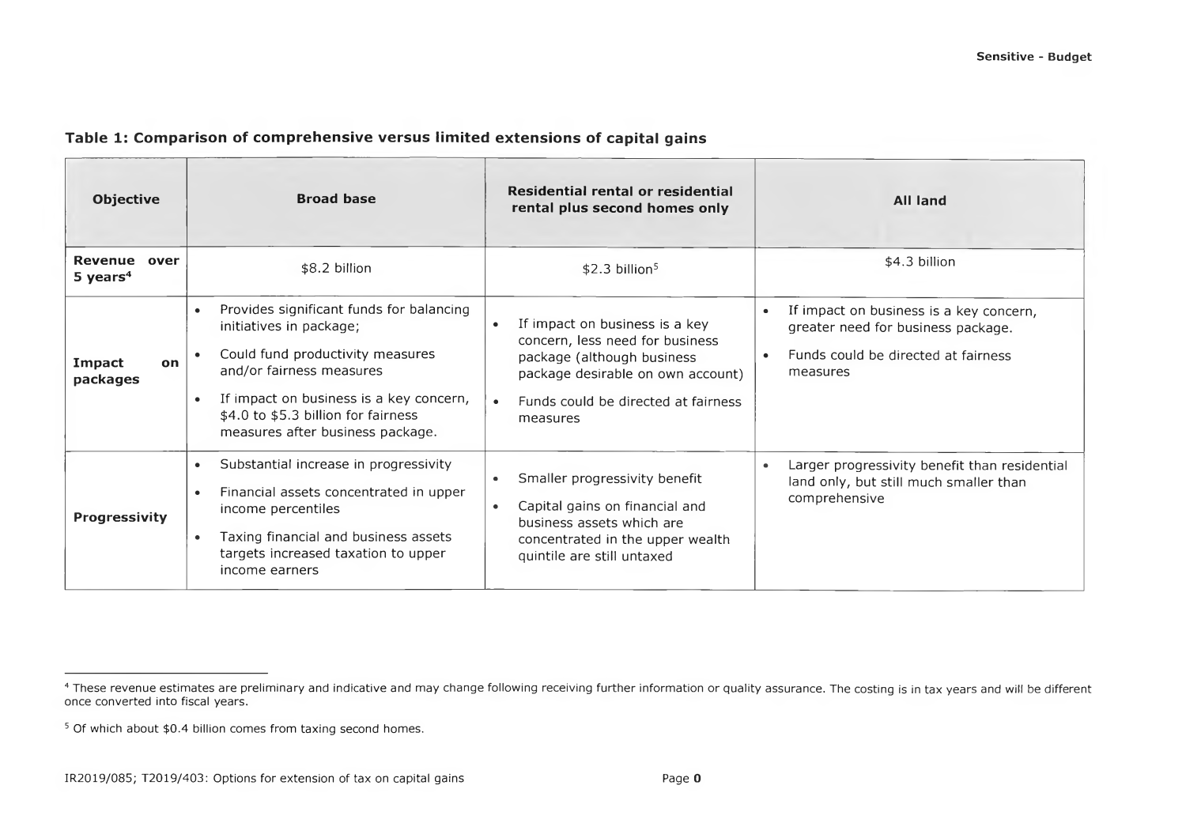**Table 1: Comparison of comprehensive versus limited extensions of capital gains**

| Objective | Broad base | Residential rental or residential rental plus second homes only | All land |
|---|---|---|---|
| **Revenue over 5 years**[4] | $8.2 billion | $2.3 billion[5] | $4.3 billion |
| **Impact on packages** | • Provides significant funds for balancing initiatives in package;<br>• Could fund productivity measures and/or fairness measures<br>• If impact on business is a key concern, $4.0 to $5.3 billion for fairness measures after business package. | • If impact on business is a key concern, less need for business package (although business package desirable on own account)<br>• Funds could be directed at fairness measures | • If impact on business is a key concern, greater need for business package.<br>• Funds could be directed at fairness measures |
| **Progressivity** | • Substantial increase in progressivity<br>• Financial assets concentrated in upper income percentiles<br>• Taxing financial and business assets targets increased taxation to upper income earners | • Smaller progressivity benefit<br>• Capital gains on financial and business assets which are concentrated in the upper wealth quintile are still untaxed | • Larger progressivity benefit than residential land only, but still much smaller than comprehensive |

---

[4] These revenue estimates are preliminary and indicative and may change following receiving further information or quality assurance. The costing is in tax years and will be different once converted into fiscal years.

[5] Of which about $0.4 billion comes from taxing second homes.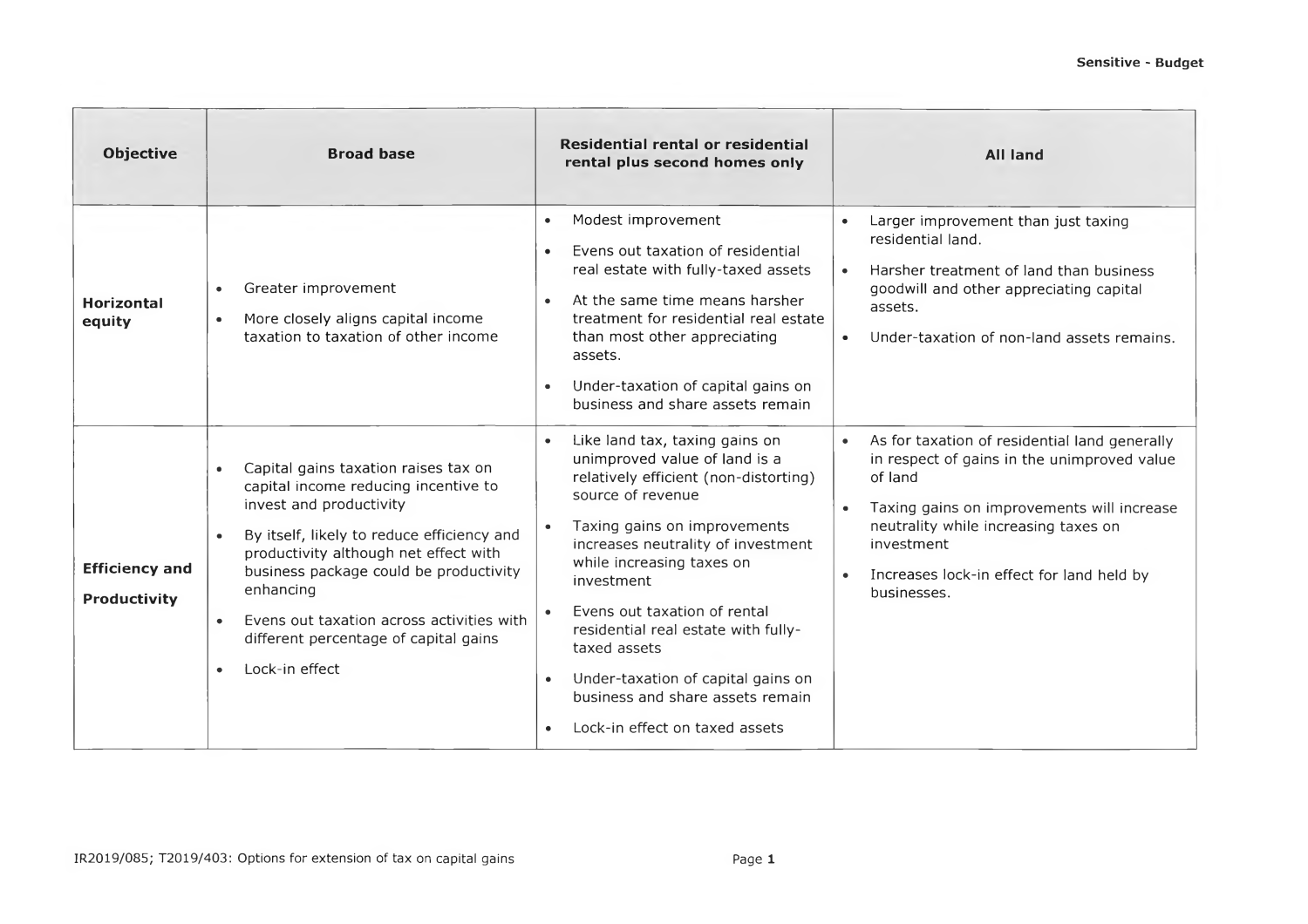| Objective | Broad base | Residential rental or residential rental plus second homes only | All land |
| --- | --- | --- | --- |
| **Horizontal equity** | • Greater improvement<br>• More closely aligns capital income taxation to taxation of other income | • Modest improvement<br>• Evens out taxation of residential real estate with fully-taxed assets<br>• At the same time means harsher treatment for residential real estate than most other appreciating assets.<br>• Under-taxation of capital gains on business and share assets remain | • Larger improvement than just taxing residential land.<br>• Harsher treatment of land than business goodwill and other appreciating capital assets.<br>• Under-taxation of non-land assets remains. |
| **Efficiency and Productivity** | • Capital gains taxation raises tax on capital income reducing incentive to invest and productivity<br>• By itself, likely to reduce efficiency and productivity although net effect with business package could be productivity enhancing<br>• Evens out taxation across activities with different percentage of capital gains<br>• Lock-in effect | • Like land tax, taxing gains on unimproved value of land is a relatively efficient (non-distorting) source of revenue<br>• Taxing gains on improvements increases neutrality of investment while increasing taxes on investment<br>• Evens out taxation of rental residential real estate with fully-taxed assets<br>• Under-taxation of capital gains on business and share assets remain<br>• Lock-in effect on taxed assets | • As for taxation of residential land generally in respect of gains in the unimproved value of land<br>• Taxing gains on improvements will increase neutrality while increasing taxes on investment<br>• Increases lock-in effect for land held by businesses. |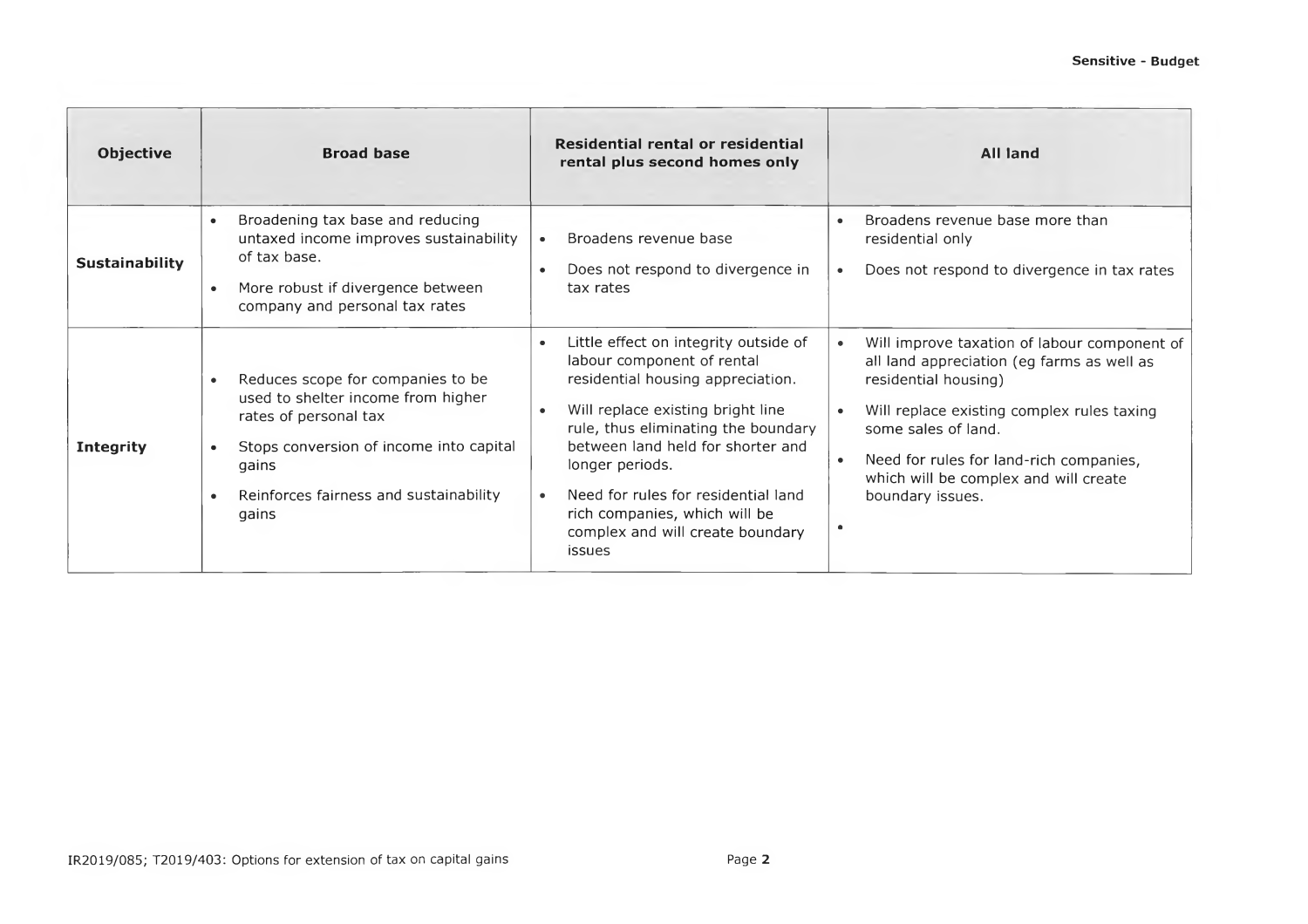| Objective | Broad base | Residential rental or residential rental plus second homes only | All land |
|---|---|---|---|
| **Sustainability** | • Broadening tax base and reducing untaxed income improves sustainability of tax base.<br>• More robust if divergence between company and personal tax rates | • Broadens revenue base<br>• Does not respond to divergence in tax rates | • Broadens revenue base more than residential only<br>• Does not respond to divergence in tax rates |
| **Integrity** | • Reduces scope for companies to be used to shelter income from higher rates of personal tax<br>• Stops conversion of income into capital gains<br>• Reinforces fairness and sustainability gains | • Little effect on integrity outside of labour component of rental residential housing appreciation.<br>• Will replace existing bright line rule, thus eliminating the boundary between land held for shorter and longer periods.<br>• Need for rules for residential land rich companies, which will be complex and will create boundary issues | • Will improve taxation of labour component of all land appreciation (eg farms as well as residential housing)<br>• Will replace existing complex rules taxing some sales of land.<br>• Need for rules for land-rich companies, which will be complex and will create boundary issues.<br>• |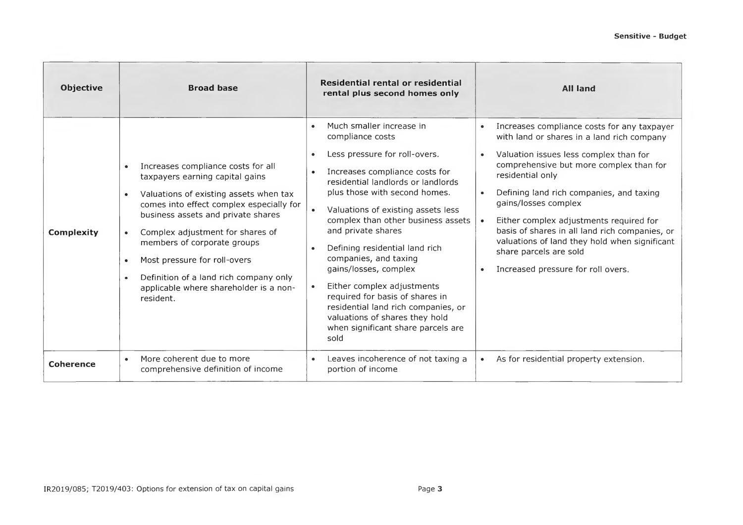| Objective | Broad base | Residential rental or residential rental plus second homes only | All land |
|---|---|---|---|
| **Complexity** | • Increases compliance costs for all taxpayers earning capital gains<br>• Valuations of existing assets when tax comes into effect complex especially for business assets and private shares<br>• Complex adjustment for shares of members of corporate groups<br>• Most pressure for roll-overs<br>• Definition of a land rich company only applicable where shareholder is a non-resident. | • Much smaller increase in compliance costs<br>• Less pressure for roll-overs.<br>• Increases compliance costs for residential landlords or landlords plus those with second homes.<br>• Valuations of existing assets less complex than other business assets and private shares<br>• Defining residential land rich companies, and taxing gains/losses, complex<br>• Either complex adjustments required for basis of shares in residential land rich companies, or valuations of shares they hold when significant share parcels are sold | • Increases compliance costs for any taxpayer with land or shares in a land rich company<br>• Valuation issues less complex than for comprehensive but more complex than for residential only<br>• Defining land rich companies, and taxing gains/losses complex<br>• Either complex adjustments required for basis of shares in all land rich companies, or valuations of land they hold when significant share parcels are sold<br>• Increased pressure for roll overs. |
| **Coherence** | • More coherent due to more comprehensive definition of income | • Leaves incoherence of not taxing a portion of income | • As for residential property extension. |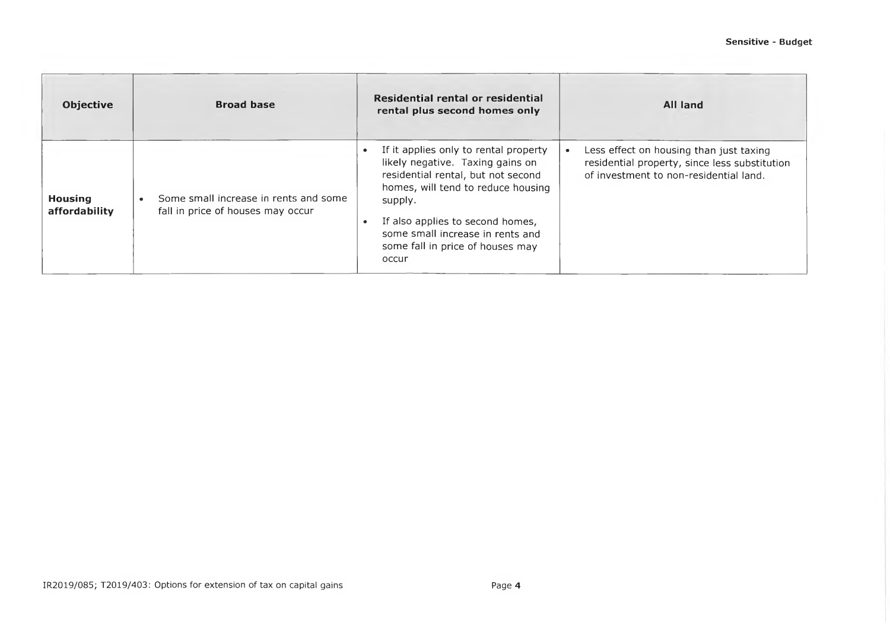| Objective | Broad base | Residential rental or residential rental plus second homes only | All land |
|---|---|---|---|
| **Housing affordability** | • Some small increase in rents and some fall in price of houses may occur | • If it applies only to rental property likely negative. Taxing gains on residential rental, but not second homes, will tend to reduce housing supply.<br>• If also applies to second homes, some small increase in rents and some fall in price of houses may occur | • Less effect on housing than just taxing residential property, since less substitution of investment to non-residential land. |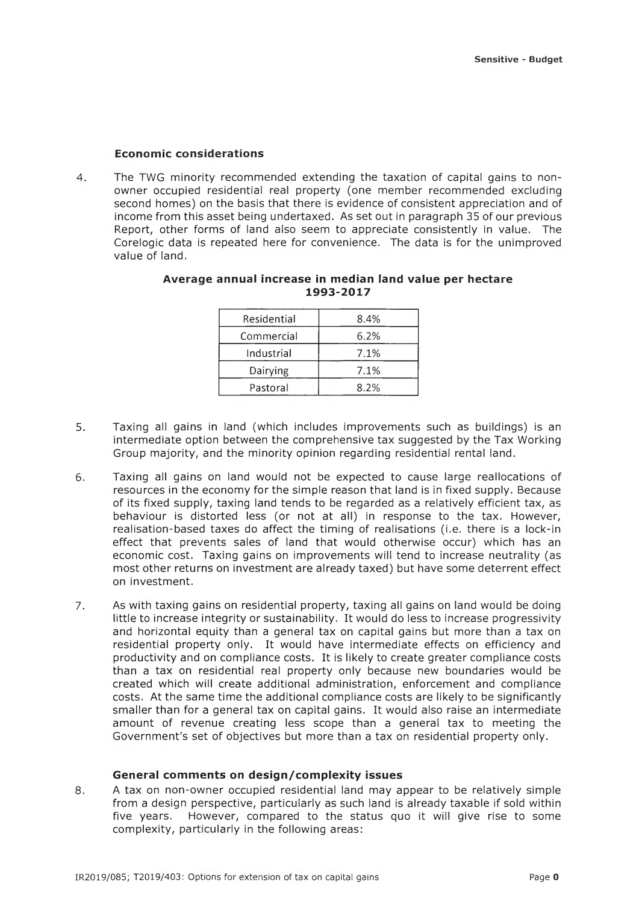### Economic considerations

4. The TWG minority recommended extending the taxation of capital gains to non-owner occupied residential real property (one member recommended excluding second homes) on the basis that there is evidence of consistent appreciation and of income from this asset being undertaxed. As set out in paragraph 35 of our previous Report, other forms of land also seem to appreciate consistently in value. The Corelogic data is repeated here for convenience. The data is for the unimproved value of land.

**Average annual increase in median land value per hectare 1993-2017**

| | |
|---|---|
| Residential | 8.4% |
| Commercial | 6.2% |
| Industrial | 7.1% |
| Dairying | 7.1% |
| Pastoral | 8.2% |

5. Taxing all gains in land (which includes improvements such as buildings) is an intermediate option between the comprehensive tax suggested by the Tax Working Group majority, and the minority opinion regarding residential rental land.

6. Taxing all gains on land would not be expected to cause large reallocations of resources in the economy for the simple reason that land is in fixed supply. Because of its fixed supply, taxing land tends to be regarded as a relatively efficient tax, as behaviour is distorted less (or not at all) in response to the tax. However, realisation-based taxes do affect the timing of realisations (i.e. there is a lock-in effect that prevents sales of land that would otherwise occur) which has an economic cost. Taxing gains on improvements will tend to increase neutrality (as most other returns on investment are already taxed) but have some deterrent effect on investment.

7. As with taxing gains on residential property, taxing all gains on land would be doing little to increase integrity or sustainability. It would do less to increase progressivity and horizontal equity than a general tax on capital gains but more than a tax on residential property only. It would have intermediate effects on efficiency and productivity and on compliance costs. It is likely to create greater compliance costs than a tax on residential real property only because new boundaries would be created which will create additional administration, enforcement and compliance costs. At the same time the additional compliance costs are likely to be significantly smaller than for a general tax on capital gains. It would also raise an intermediate amount of revenue creating less scope than a general tax to meeting the Government's set of objectives but more than a tax on residential property only.

### General comments on design/complexity issues

8. A tax on non-owner occupied residential land may appear to be relatively simple from a design perspective, particularly as such land is already taxable if sold within five years. However, compared to the status quo it will give rise to some complexity, particularly in the following areas: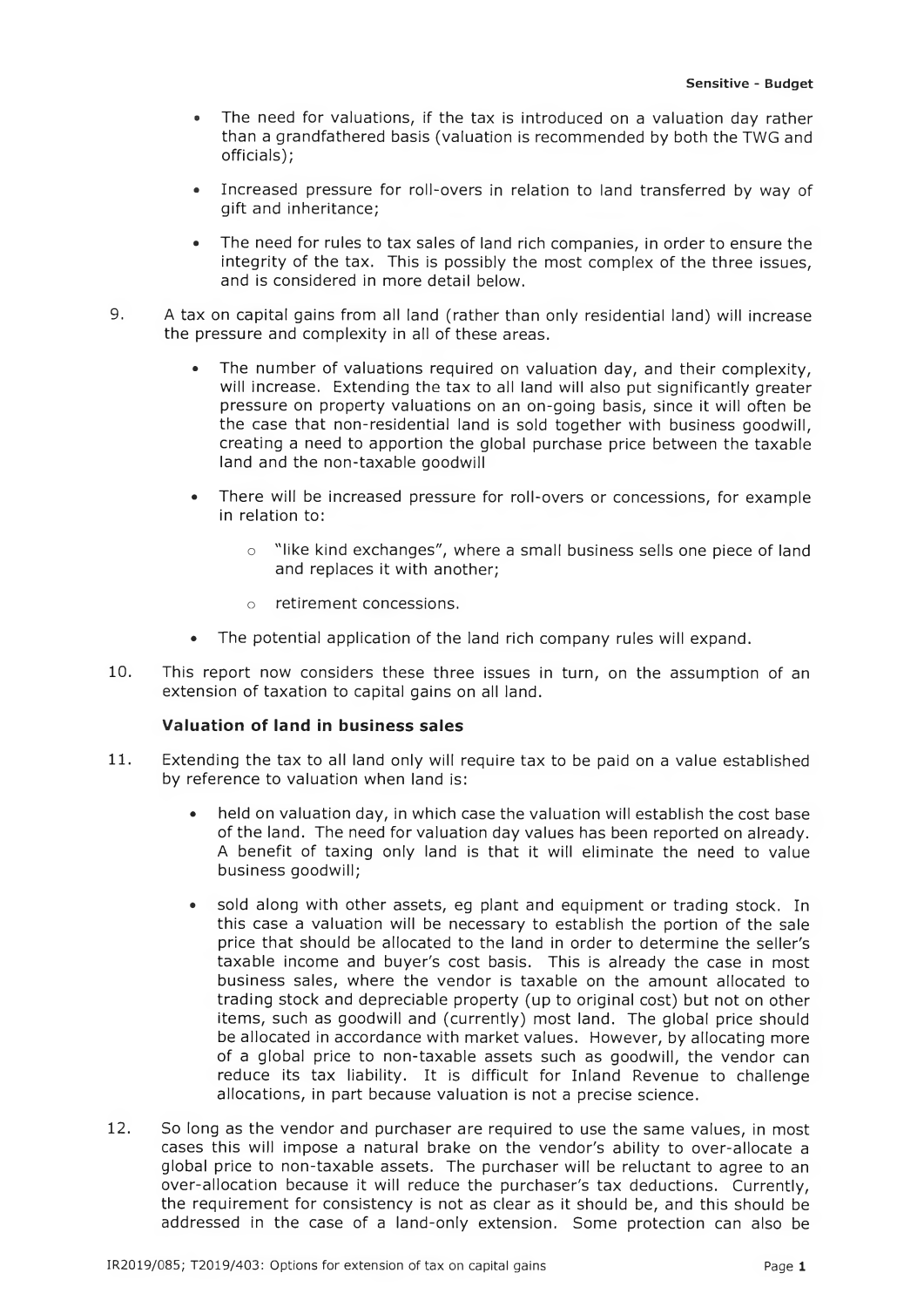- The need for valuations, if the tax is introduced on a valuation day rather than a grandfathered basis (valuation is recommended by both the TWG and officials);
- Increased pressure for roll-overs in relation to land transferred by way of gift and inheritance;
- The need for rules to tax sales of land rich companies, in order to ensure the integrity of the tax. This is possibly the most complex of the three issues, and is considered in more detail below.

9. A tax on capital gains from all land (rather than only residential land) will increase the pressure and complexity in all of these areas.

   - The number of valuations required on valuation day, and their complexity, will increase. Extending the tax to all land will also put significantly greater pressure on property valuations on an on-going basis, since it will often be the case that non-residential land is sold together with business goodwill, creating a need to apportion the global purchase price between the taxable land and the non-taxable goodwill
   - There will be increased pressure for roll-overs or concessions, for example in relation to:
     - "like kind exchanges", where a small business sells one piece of land and replaces it with another;
     - retirement concessions.
   - The potential application of the land rich company rules will expand.

10. This report now considers these three issues in turn, on the assumption of an extension of taxation to capital gains on all land.

**Valuation of land in business sales**

11. Extending the tax to all land only will require tax to be paid on a value established by reference to valuation when land is:

    - held on valuation day, in which case the valuation will establish the cost base of the land. The need for valuation day values has been reported on already. A benefit of taxing only land is that it will eliminate the need to value business goodwill;
    - sold along with other assets, eg plant and equipment or trading stock. In this case a valuation will be necessary to establish the portion of the sale price that should be allocated to the land in order to determine the seller's taxable income and buyer's cost basis. This is already the case in most business sales, where the vendor is taxable on the amount allocated to trading stock and depreciable property (up to original cost) but not on other items, such as goodwill and (currently) most land. The global price should be allocated in accordance with market values. However, by allocating more of a global price to non-taxable assets such as goodwill, the vendor can reduce its tax liability. It is difficult for Inland Revenue to challenge allocations, in part because valuation is not a precise science.

12. So long as the vendor and purchaser are required to use the same values, in most cases this will impose a natural brake on the vendor's ability to over-allocate a global price to non-taxable assets. The purchaser will be reluctant to agree to an over-allocation because it will reduce the purchaser's tax deductions. Currently, the requirement for consistency is not as clear as it should be, and this should be addressed in the case of a land-only extension. Some protection can also be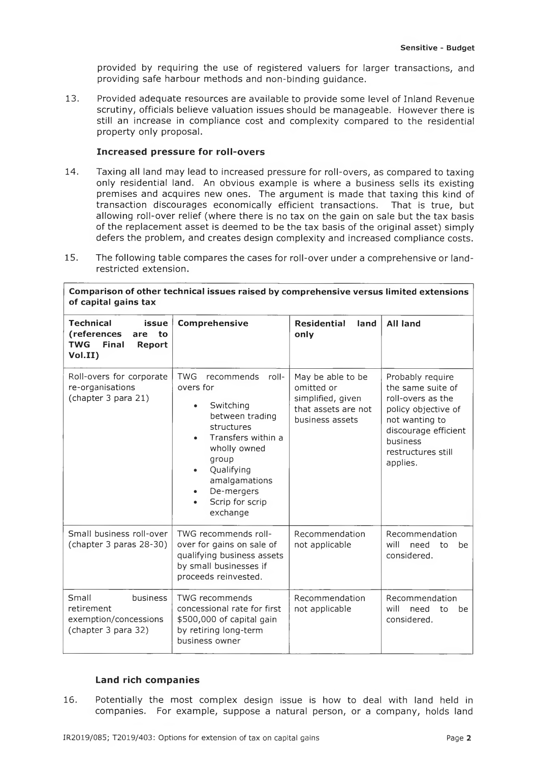provided by requiring the use of registered valuers for larger transactions, and providing safe harbour methods and non-binding guidance.

13. Provided adequate resources are available to provide some level of Inland Revenue scrutiny, officials believe valuation issues should be manageable. However there is still an increase in compliance cost and complexity compared to the residential property only proposal.

### Increased pressure for roll-overs

14. Taxing all land may lead to increased pressure for roll-overs, as compared to taxing only residential land. An obvious example is where a business sells its existing premises and acquires new ones. The argument is made that taxing this kind of transaction discourages economically efficient transactions. That is true, but allowing roll-over relief (where there is no tax on the gain on sale but the tax basis of the replacement asset is deemed to be the tax basis of the original asset) simply defers the problem, and creates design complexity and increased compliance costs.

15. The following table compares the cases for roll-over under a comprehensive or land-restricted extension.

**Comparison of other technical issues raised by comprehensive versus limited extensions of capital gains tax**

| Technical issue (references are to TWG Final Report Vol.II) | Comprehensive | Residential land only | All land |
|---|---|---|---|
| Roll-overs for corporate re-organisations (chapter 3 para 21) | TWG recommends roll-overs for<br>• Switching between trading structures<br>• Transfers within a wholly owned group<br>• Qualifying amalgamations<br>• De-mergers<br>• Scrip for scrip exchange | May be able to be omitted or simplified, given that assets are not business assets | Probably require the same suite of roll-overs as the policy objective of not wanting to discourage efficient business restructures still applies. |
| Small business roll-over (chapter 3 paras 28-30) | TWG recommends roll-over for gains on sale of qualifying business assets by small businesses if proceeds reinvested. | Recommendation not applicable | Recommendation will need to be considered. |
| Small business retirement exemption/concessions (chapter 3 para 32) | TWG recommends concessional rate for first $500,000 of capital gain by retiring long-term business owner | Recommendation not applicable | Recommendation will need to be considered. |

### Land rich companies

16. Potentially the most complex design issue is how to deal with land held in companies. For example, suppose a natural person, or a company, holds land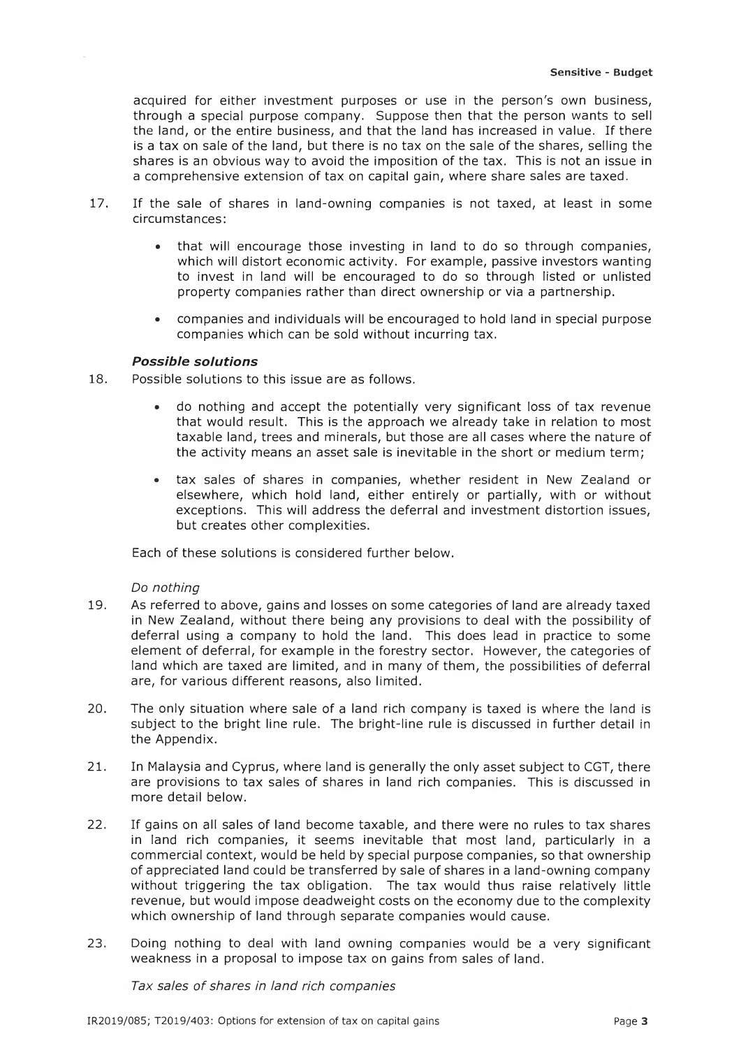acquired for either investment purposes or use in the person's own business, through a special purpose company. Suppose then that the person wants to sell the land, or the entire business, and that the land has increased in value. If there is a tax on sale of the land, but there is no tax on the sale of the shares, selling the shares is an obvious way to avoid the imposition of the tax. This is not an issue in a comprehensive extension of tax on capital gain, where share sales are taxed.

17. If the sale of shares in land-owning companies is not taxed, at least in some circumstances:

    - that will encourage those investing in land to do so through companies, which will distort economic activity. For example, passive investors wanting to invest in land will be encouraged to do so through listed or unlisted property companies rather than direct ownership or via a partnership.
    - companies and individuals will be encouraged to hold land in special purpose companies which can be sold without incurring tax.

### *Possible solutions*

18. Possible solutions to this issue are as follows.

    - do nothing and accept the potentially very significant loss of tax revenue that would result. This is the approach we already take in relation to most taxable land, trees and minerals, but those are all cases where the nature of the activity means an asset sale is inevitable in the short or medium term;
    - tax sales of shares in companies, whether resident in New Zealand or elsewhere, which hold land, either entirely or partially, with or without exceptions. This will address the deferral and investment distortion issues, but creates other complexities.

    Each of these solutions is considered further below.

*Do nothing*

19. As referred to above, gains and losses on some categories of land are already taxed in New Zealand, without there being any provisions to deal with the possibility of deferral using a company to hold the land. This does lead in practice to some element of deferral, for example in the forestry sector. However, the categories of land which are taxed are limited, and in many of them, the possibilities of deferral are, for various different reasons, also limited.

20. The only situation where sale of a land rich company is taxed is where the land is subject to the bright line rule. The bright-line rule is discussed in further detail in the Appendix.

21. In Malaysia and Cyprus, where land is generally the only asset subject to CGT, there are provisions to tax sales of shares in land rich companies. This is discussed in more detail below.

22. If gains on all sales of land become taxable, and there were no rules to tax shares in land rich companies, it seems inevitable that most land, particularly in a commercial context, would be held by special purpose companies, so that ownership of appreciated land could be transferred by sale of shares in a land-owning company without triggering the tax obligation. The tax would thus raise relatively little revenue, but would impose deadweight costs on the economy due to the complexity which ownership of land through separate companies would cause.

23. Doing nothing to deal with land owning companies would be a very significant weakness in a proposal to impose tax on gains from sales of land.

*Tax sales of shares in land rich companies*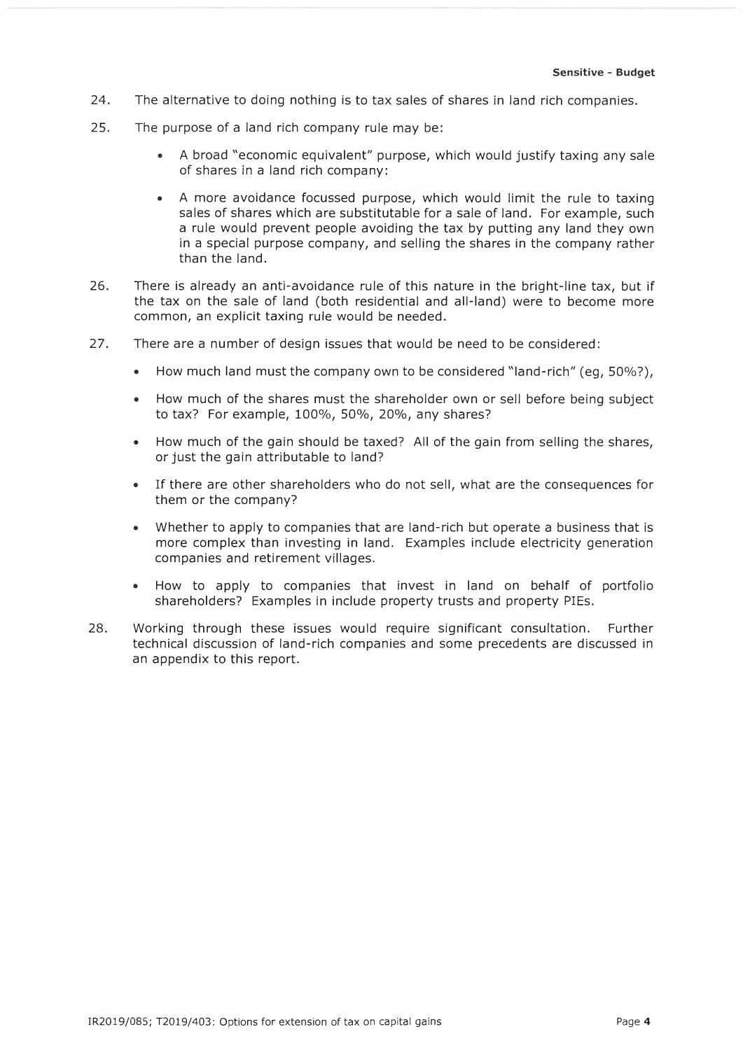24. The alternative to doing nothing is to tax sales of shares in land rich companies.

25. The purpose of a land rich company rule may be:

    - A broad "economic equivalent" purpose, which would justify taxing any sale of shares in a land rich company:
    - A more avoidance focussed purpose, which would limit the rule to taxing sales of shares which are substitutable for a sale of land. For example, such a rule would prevent people avoiding the tax by putting any land they own in a special purpose company, and selling the shares in the company rather than the land.

26. There is already an anti-avoidance rule of this nature in the bright-line tax, but if the tax on the sale of land (both residential and all-land) were to become more common, an explicit taxing rule would be needed.

27. There are a number of design issues that would be need to be considered:

    - How much land must the company own to be considered "land-rich" (eg, 50%?),
    - How much of the shares must the shareholder own or sell before being subject to tax? For example, 100%, 50%, 20%, any shares?
    - How much of the gain should be taxed? All of the gain from selling the shares, or just the gain attributable to land?
    - If there are other shareholders who do not sell, what are the consequences for them or the company?
    - Whether to apply to companies that are land-rich but operate a business that is more complex than investing in land. Examples include electricity generation companies and retirement villages.
    - How to apply to companies that invest in land on behalf of portfolio shareholders? Examples in include property trusts and property PIEs.

28. Working through these issues would require significant consultation. Further technical discussion of land-rich companies and some precedents are discussed in an appendix to this report.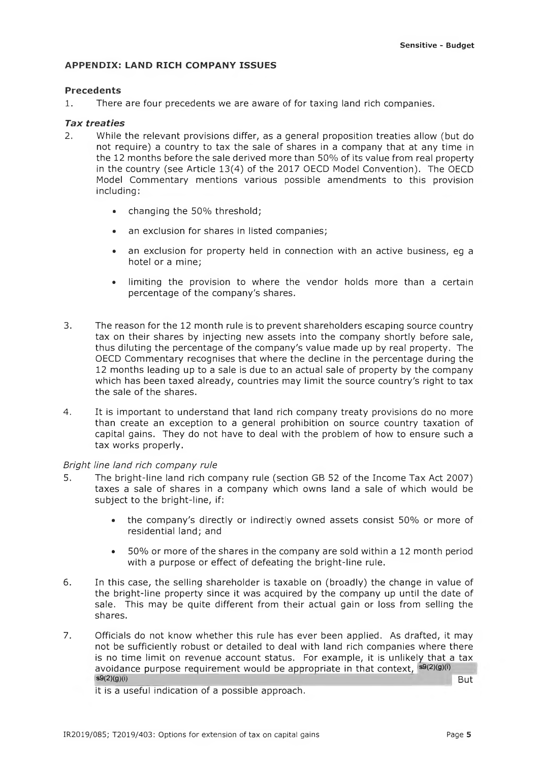## APPENDIX: LAND RICH COMPANY ISSUES

### Precedents

1. There are four precedents we are aware of for taxing land rich companies.

#### *Tax treaties*

2. While the relevant provisions differ, as a general proposition treaties allow (but do not require) a country to tax the sale of shares in a company that at any time in the 12 months before the sale derived more than 50% of its value from real property in the country (see Article 13(4) of the 2017 OECD Model Convention). The OECD Model Commentary mentions various possible amendments to this provision including:

    - changing the 50% threshold;
    - an exclusion for shares in listed companies;
    - an exclusion for property held in connection with an active business, eg a hotel or a mine;
    - limiting the provision to where the vendor holds more than a certain percentage of the company's shares.

3. The reason for the 12 month rule is to prevent shareholders escaping source country tax on their shares by injecting new assets into the company shortly before sale, thus diluting the percentage of the company's value made up by real property. The OECD Commentary recognises that where the decline in the percentage during the 12 months leading up to a sale is due to an actual sale of property by the company which has been taxed already, countries may limit the source country's right to tax the sale of the shares.

4. It is important to understand that land rich company treaty provisions do no more than create an exception to a general prohibition on source country taxation of capital gains. They do not have to deal with the problem of how to ensure such a tax works properly.

*Bright line land rich company rule*

5. The bright-line land rich company rule (section GB 52 of the Income Tax Act 2007) taxes a sale of shares in a company which owns land a sale of which would be subject to the bright-line, if:

    - the company's directly or indirectly owned assets consist 50% or more of residential land; and
    - 50% or more of the shares in the company are sold within a 12 month period with a purpose or effect of defeating the bright-line rule.

6. In this case, the selling shareholder is taxable on (broadly) the change in value of the bright-line property since it was acquired by the company up until the date of sale. This may be quite different from their actual gain or loss from selling the shares.

7. Officials do not know whether this rule has ever been applied. As drafted, it may not be sufficiently robust or detailed to deal with land rich companies where there is no time limit on revenue account status. For example, it is unlikely that a tax avoidance purpose requirement would be appropriate in that context, s9(2)(g)(i) s9(2)(g)(i) But it is a useful indication of a possible approach.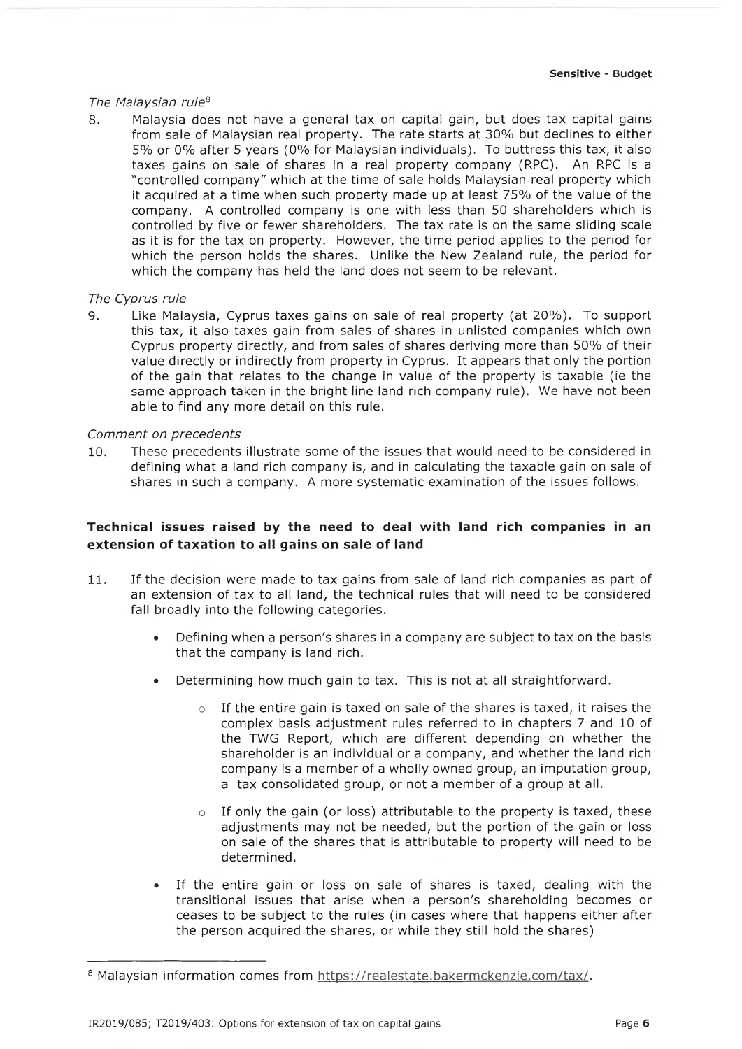*The Malaysian rule*[8]

8. Malaysia does not have a general tax on capital gain, but does tax capital gains from sale of Malaysian real property. The rate starts at 30% but declines to either 5% or 0% after 5 years (0% for Malaysian individuals). To buttress this tax, it also taxes gains on sale of shares in a real property company (RPC). An RPC is a "controlled company" which at the time of sale holds Malaysian real property which it acquired at a time when such property made up at least 75% of the value of the company. A controlled company is one with less than 50 shareholders which is controlled by five or fewer shareholders. The tax rate is on the same sliding scale as it is for the tax on property. However, the time period applies to the period for which the person holds the shares. Unlike the New Zealand rule, the period for which the company has held the land does not seem to be relevant.

*The Cyprus rule*

9. Like Malaysia, Cyprus taxes gains on sale of real property (at 20%). To support this tax, it also taxes gain from sales of shares in unlisted companies which own Cyprus property directly, and from sales of shares deriving more than 50% of their value directly or indirectly from property in Cyprus. It appears that only the portion of the gain that relates to the change in value of the property is taxable (ie the same approach taken in the bright line land rich company rule). We have not been able to find any more detail on this rule.

*Comment on precedents*

10. These precedents illustrate some of the issues that would need to be considered in defining what a land rich company is, and in calculating the taxable gain on sale of shares in such a company. A more systematic examination of the issues follows.

**Technical issues raised by the need to deal with land rich companies in an extension of taxation to all gains on sale of land**

11. If the decision were made to tax gains from sale of land rich companies as part of an extension of tax to all land, the technical rules that will need to be considered fall broadly into the following categories.

   - Defining when a person's shares in a company are subject to tax on the basis that the company is land rich.
   - Determining how much gain to tax. This is not at all straightforward.
     - If the entire gain is taxed on sale of the shares is taxed, it raises the complex basis adjustment rules referred to in chapters 7 and 10 of the TWG Report, which are different depending on whether the shareholder is an individual or a company, and whether the land rich company is a member of a wholly owned group, an imputation group, a tax consolidated group, or not a member of a group at all.
     - If only the gain (or loss) attributable to the property is taxed, these adjustments may not be needed, but the portion of the gain or loss on sale of the shares that is attributable to property will need to be determined.
   - If the entire gain or loss on sale of shares is taxed, dealing with the transitional issues that arise when a person's shareholding becomes or ceases to be subject to the rules (in cases where that happens either after the person acquired the shares, or while they still hold the shares)

---

[8] Malaysian information comes from https://realestate.bakermckenzie.com/tax/.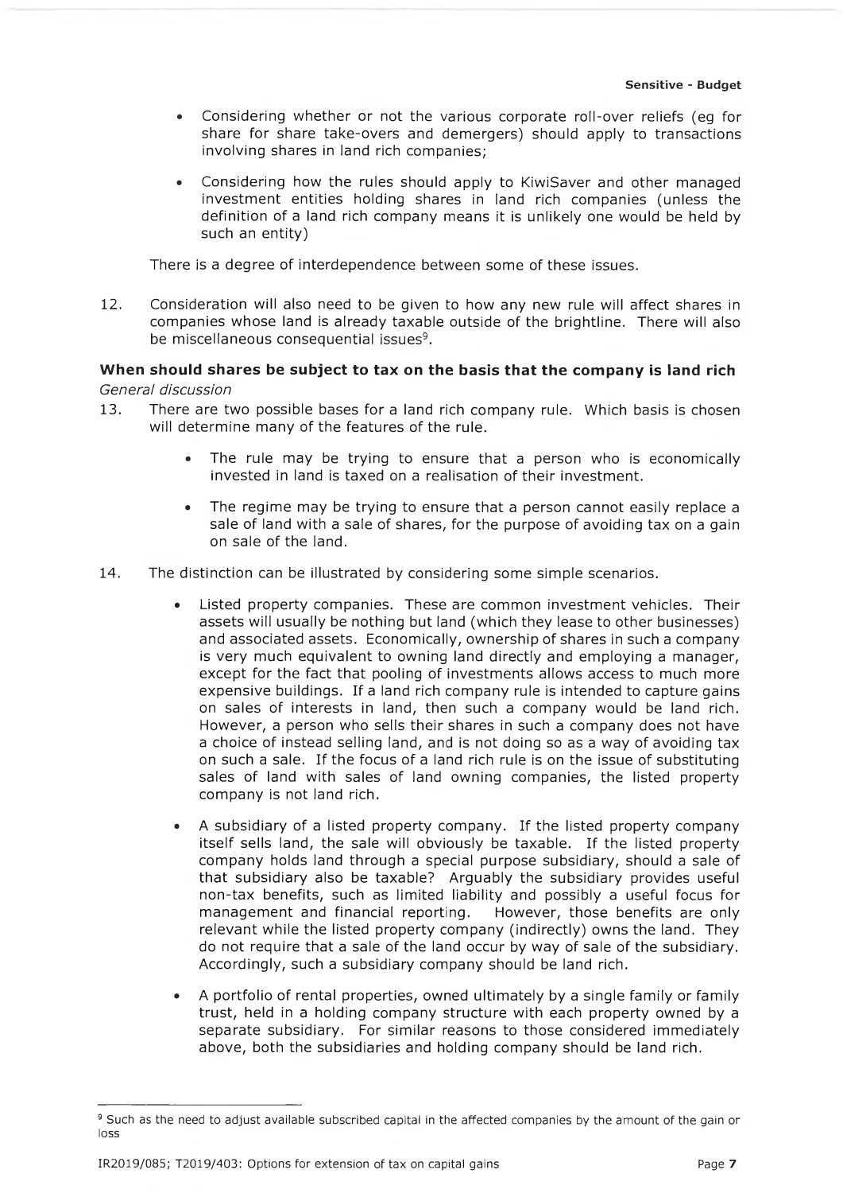- Considering whether or not the various corporate roll-over reliefs (eg for share for share take-overs and demergers) should apply to transactions involving shares in land rich companies;
- Considering how the rules should apply to KiwiSaver and other managed investment entities holding shares in land rich companies (unless the definition of a land rich company means it is unlikely one would be held by such an entity)

There is a degree of interdependence between some of these issues.

12. Consideration will also need to be given to how any new rule will affect shares in companies whose land is already taxable outside of the brightline. There will also be miscellaneous consequential issues[9].

**When should shares be subject to tax on the basis that the company is land rich**

*General discussion*

13. There are two possible bases for a land rich company rule. Which basis is chosen will determine many of the features of the rule.

    - The rule may be trying to ensure that a person who is economically invested in land is taxed on a realisation of their investment.
    - The regime may be trying to ensure that a person cannot easily replace a sale of land with a sale of shares, for the purpose of avoiding tax on a gain on sale of the land.

14. The distinction can be illustrated by considering some simple scenarios.

    - Listed property companies. These are common investment vehicles. Their assets will usually be nothing but land (which they lease to other businesses) and associated assets. Economically, ownership of shares in such a company is very much equivalent to owning land directly and employing a manager, except for the fact that pooling of investments allows access to much more expensive buildings. If a land rich company rule is intended to capture gains on sales of interests in land, then such a company would be land rich. However, a person who sells their shares in such a company does not have a choice of instead selling land, and is not doing so as a way of avoiding tax on such a sale. If the focus of a land rich rule is on the issue of substituting sales of land with sales of land owning companies, the listed property company is not land rich.
    - A subsidiary of a listed property company. If the listed property company itself sells land, the sale will obviously be taxable. If the listed property company holds land through a special purpose subsidiary, should a sale of that subsidiary also be taxable? Arguably the subsidiary provides useful non-tax benefits, such as limited liability and possibly a useful focus for management and financial reporting. However, those benefits are only relevant while the listed property company (indirectly) owns the land. They do not require that a sale of the land occur by way of sale of the subsidiary. Accordingly, such a subsidiary company should be land rich.
    - A portfolio of rental properties, owned ultimately by a single family or family trust, held in a holding company structure with each property owned by a separate subsidiary. For similar reasons to those considered immediately above, both the subsidiaries and holding company should be land rich.

[9] Such as the need to adjust available subscribed capital in the affected companies by the amount of the gain or loss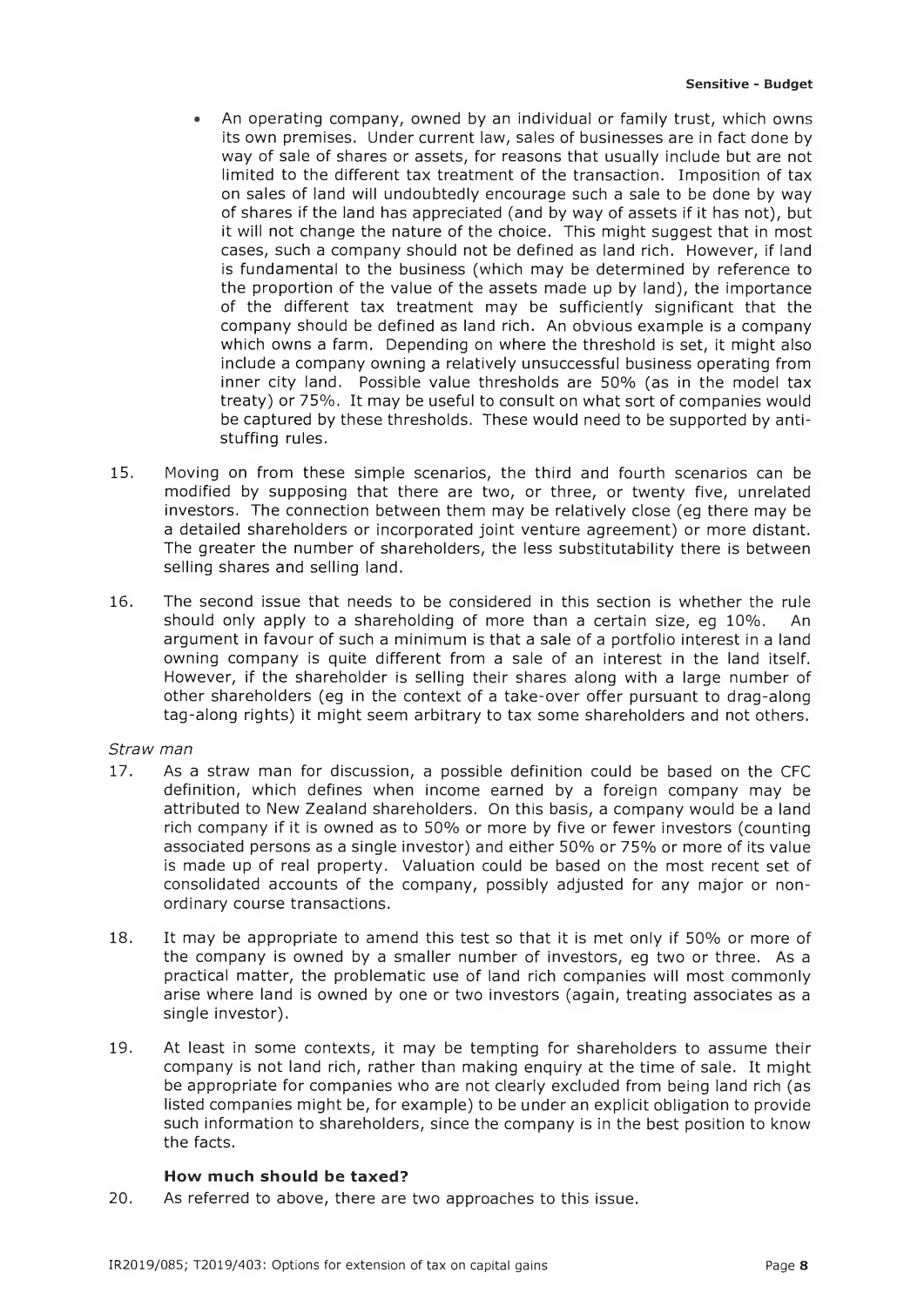- An operating company, owned by an individual or family trust, which owns its own premises. Under current law, sales of businesses are in fact done by way of sale of shares or assets, for reasons that usually include but are not limited to the different tax treatment of the transaction. Imposition of tax on sales of land will undoubtedly encourage such a sale to be done by way of shares if the land has appreciated (and by way of assets if it has not), but it will not change the nature of the choice. This might suggest that in most cases, such a company should not be defined as land rich. However, if land is fundamental to the business (which may be determined by reference to the proportion of the value of the assets made up by land), the importance of the different tax treatment may be sufficiently significant that the company should be defined as land rich. An obvious example is a company which owns a farm. Depending on where the threshold is set, it might also include a company owning a relatively unsuccessful business operating from inner city land. Possible value thresholds are 50% (as in the model tax treaty) or 75%. It may be useful to consult on what sort of companies would be captured by these thresholds. These would need to be supported by anti-stuffing rules.

15. Moving on from these simple scenarios, the third and fourth scenarios can be modified by supposing that there are two, or three, or twenty five, unrelated investors. The connection between them may be relatively close (eg there may be a detailed shareholders or incorporated joint venture agreement) or more distant. The greater the number of shareholders, the less substitutability there is between selling shares and selling land.

16. The second issue that needs to be considered in this section is whether the rule should only apply to a shareholding of more than a certain size, eg 10%. An argument in favour of such a minimum is that a sale of a portfolio interest in a land owning company is quite different from a sale of an interest in the land itself. However, if the shareholder is selling their shares along with a large number of other shareholders (eg in the context of a take-over offer pursuant to drag-along tag-along rights) it might seem arbitrary to tax some shareholders and not others.

*Straw man*

17. As a straw man for discussion, a possible definition could be based on the CFC definition, which defines when income earned by a foreign company may be attributed to New Zealand shareholders. On this basis, a company would be a land rich company if it is owned as to 50% or more by five or fewer investors (counting associated persons as a single investor) and either 50% or 75% or more of its value is made up of real property. Valuation could be based on the most recent set of consolidated accounts of the company, possibly adjusted for any major or non-ordinary course transactions.

18. It may be appropriate to amend this test so that it is met only if 50% or more of the company is owned by a smaller number of investors, eg two or three. As a practical matter, the problematic use of land rich companies will most commonly arise where land is owned by one or two investors (again, treating associates as a single investor).

19. At least in some contexts, it may be tempting for shareholders to assume their company is not land rich, rather than making enquiry at the time of sale. It might be appropriate for companies who are not clearly excluded from being land rich (as listed companies might be, for example) to be under an explicit obligation to provide such information to shareholders, since the company is in the best position to know the facts.

### How much should be taxed?

20. As referred to above, there are two approaches to this issue.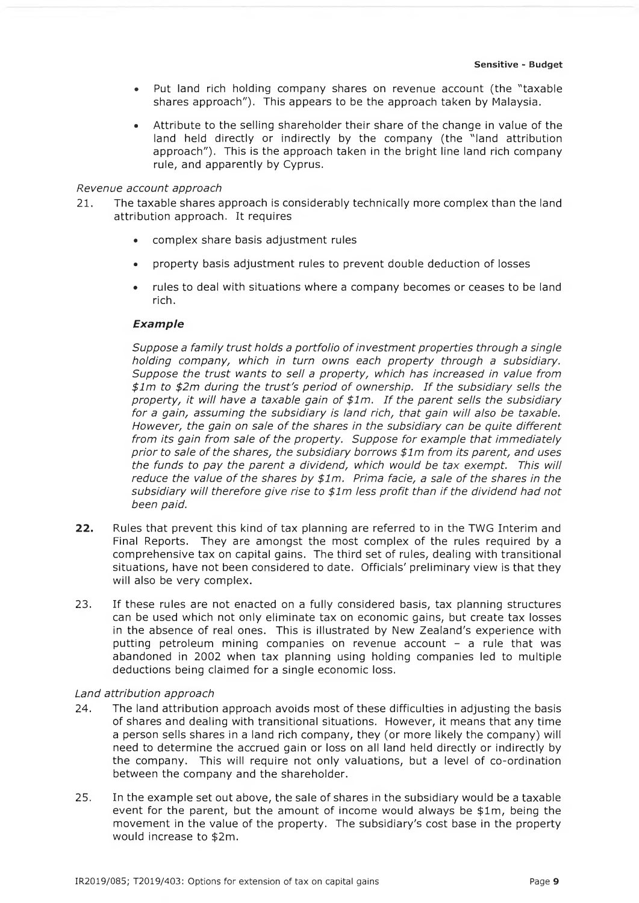- Put land rich holding company shares on revenue account (the "taxable shares approach"). This appears to be the approach taken by Malaysia.
- Attribute to the selling shareholder their share of the change in value of the land held directly or indirectly by the company (the "land attribution approach"). This is the approach taken in the bright line land rich company rule, and apparently by Cyprus.

*Revenue account approach*

21. The taxable shares approach is considerably technically more complex than the land attribution approach. It requires

    - complex share basis adjustment rules
    - property basis adjustment rules to prevent double deduction of losses
    - rules to deal with situations where a company becomes or ceases to be land rich.

    ***Example***

    *Suppose a family trust holds a portfolio of investment properties through a single holding company, which in turn owns each property through a subsidiary. Suppose the trust wants to sell a property, which has increased in value from $1m to $2m during the trust's period of ownership. If the subsidiary sells the property, it will have a taxable gain of $1m. If the parent sells the subsidiary for a gain, assuming the subsidiary is land rich, that gain will also be taxable. However, the gain on sale of the shares in the subsidiary can be quite different from its gain from sale of the property. Suppose for example that immediately prior to sale of the shares, the subsidiary borrows $1m from its parent, and uses the funds to pay the parent a dividend, which would be tax exempt. This will reduce the value of the shares by $1m. Prima facie, a sale of the shares in the subsidiary will therefore give rise to $1m less profit than if the dividend had not been paid.*

22. Rules that prevent this kind of tax planning are referred to in the TWG Interim and Final Reports. They are amongst the most complex of the rules required by a comprehensive tax on capital gains. The third set of rules, dealing with transitional situations, have not been considered to date. Officials' preliminary view is that they will also be very complex.

23. If these rules are not enacted on a fully considered basis, tax planning structures can be used which not only eliminate tax on economic gains, but create tax losses in the absence of real ones. This is illustrated by New Zealand's experience with putting petroleum mining companies on revenue account – a rule that was abandoned in 2002 when tax planning using holding companies led to multiple deductions being claimed for a single economic loss.

*Land attribution approach*

24. The land attribution approach avoids most of these difficulties in adjusting the basis of shares and dealing with transitional situations. However, it means that any time a person sells shares in a land rich company, they (or more likely the company) will need to determine the accrued gain or loss on all land held directly or indirectly by the company. This will require not only valuations, but a level of co-ordination between the company and the shareholder.

25. In the example set out above, the sale of shares in the subsidiary would be a taxable event for the parent, but the amount of income would always be $1m, being the movement in the value of the property. The subsidiary's cost base in the property would increase to $2m.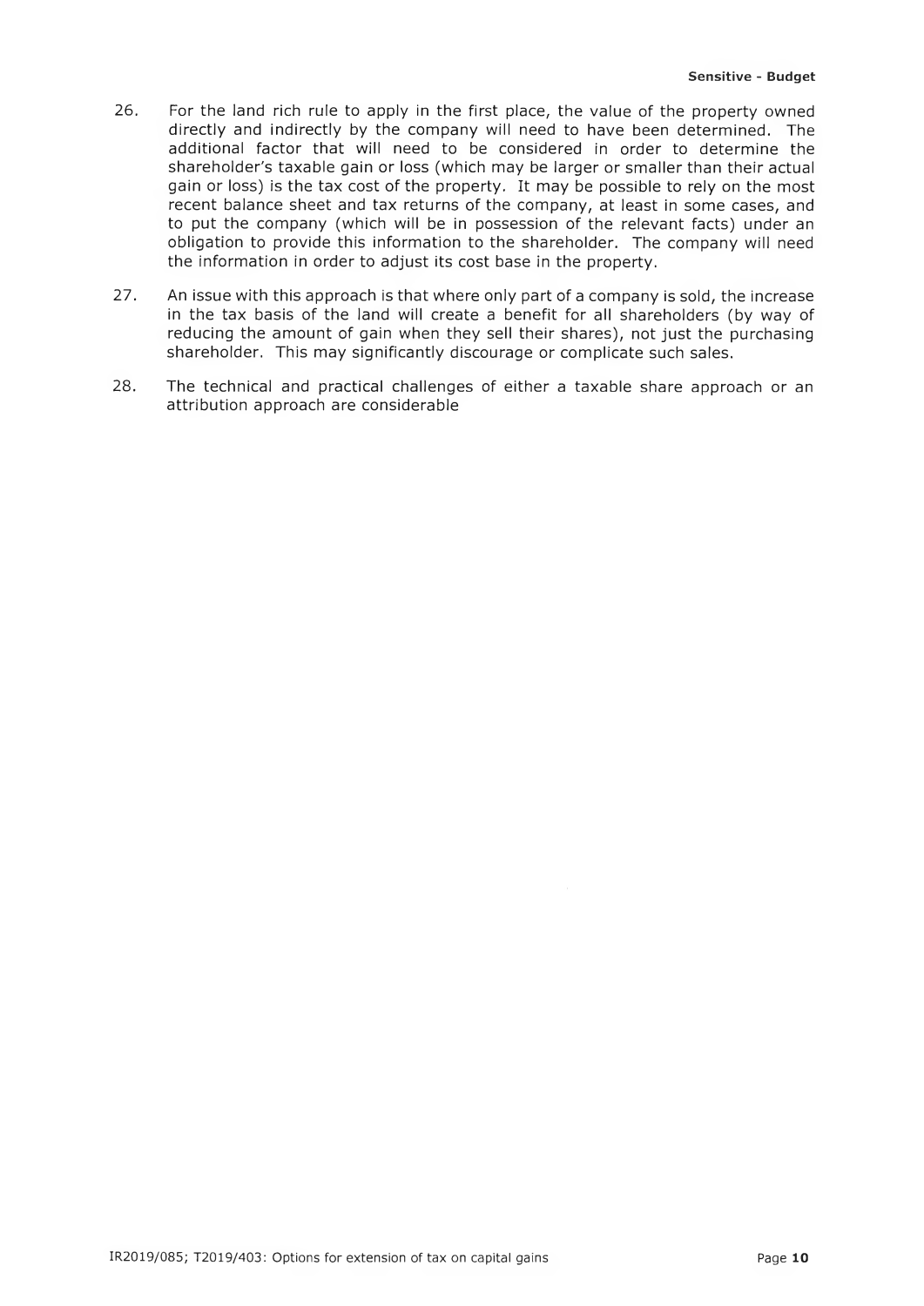26. For the land rich rule to apply in the first place, the value of the property owned directly and indirectly by the company will need to have been determined. The additional factor that will need to be considered in order to determine the shareholder's taxable gain or loss (which may be larger or smaller than their actual gain or loss) is the tax cost of the property. It may be possible to rely on the most recent balance sheet and tax returns of the company, at least in some cases, and to put the company (which will be in possession of the relevant facts) under an obligation to provide this information to the shareholder. The company will need the information in order to adjust its cost base in the property.

27. An issue with this approach is that where only part of a company is sold, the increase in the tax basis of the land will create a benefit for all shareholders (by way of reducing the amount of gain when they sell their shares), not just the purchasing shareholder. This may significantly discourage or complicate such sales.

28. The technical and practical challenges of either a taxable share approach or an attribution approach are considerable